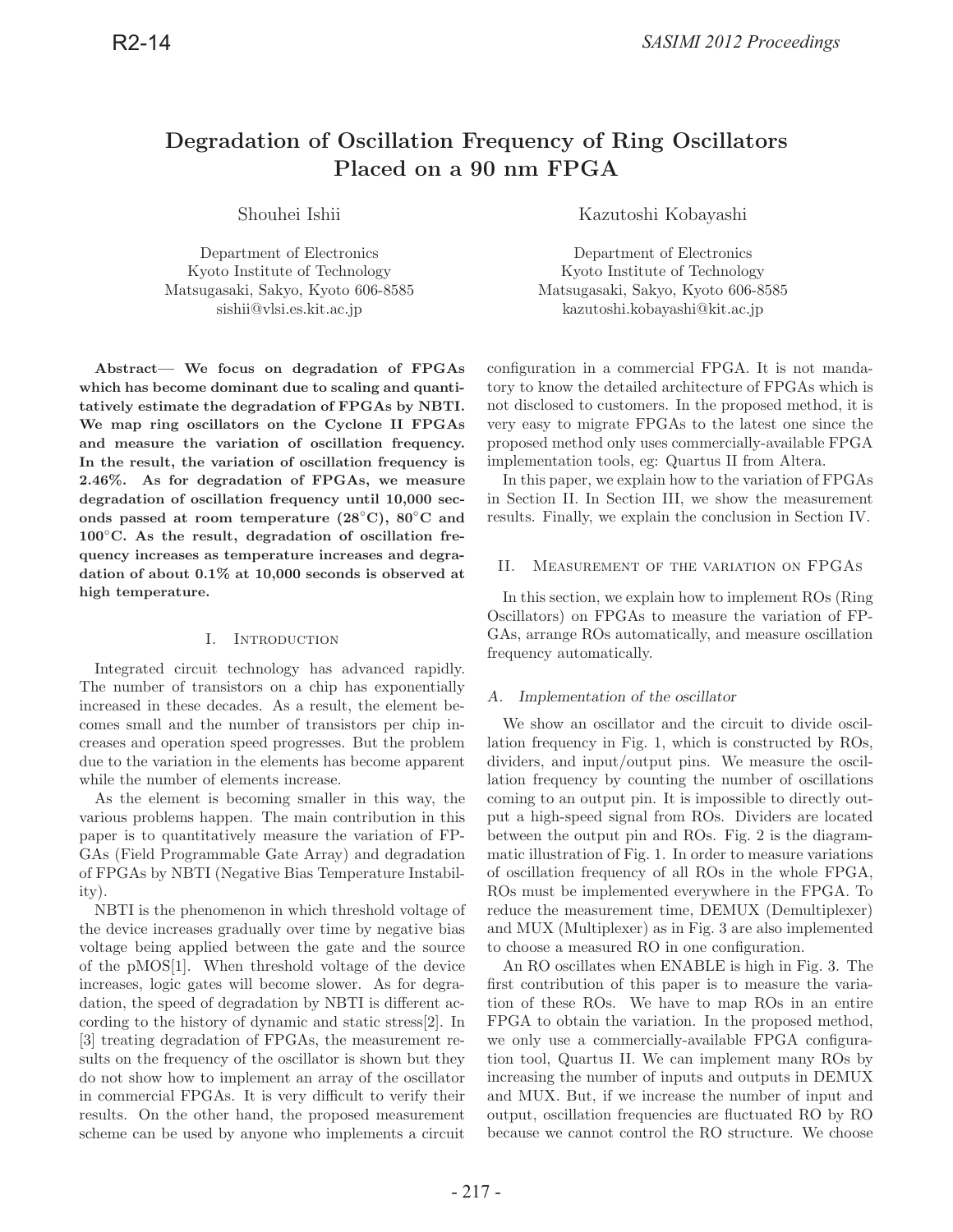# Degradation of Oscillation Frequency of Ring Oscillators Placed on a 90 nm FPGA

Shouhei Ishii
Department of Electronics
Kyoto Institute of Technology
Matsugasaki, Sakyo, Kyoto 606-8585
sishii@vlsi.es.kit.ac.jp

Kazutoshi Kobayashi
Department of Electronics
Kyoto Institute of Technology
Matsugasaki, Sakyo, Kyoto 606-8585
kazutoshi.kobayashi@kit.ac.jp

**Abstract— We focus on degradation of FPGAs which has become dominant due to scaling and quantitatively estimate the degradation of FPGAs by NBTI. We map ring oscillators on the Cyclone II FPGAs and measure the variation of oscillation frequency. In the result, the variation of oscillation frequency is 2.46%. As for degradation of FPGAs, we measure degradation of oscillation frequency until 10,000 seconds passed at room temperature (28°C), 80°C and 100°C. As the result, degradation of oscillation frequency increases as temperature increases and degradation of about 0.1% at 10,000 seconds is observed at high temperature.**

## I. Introduction

Integrated circuit technology has advanced rapidly. The number of transistors on a chip has exponentially increased in these decades. As a result, the element becomes small and the number of transistors per chip increases and operation speed progresses. But the problem due to the variation in the elements has become apparent while the number of elements increase.

As the element is becoming smaller in this way, the various problems happen. The main contribution in this paper is to quantitatively measure the variation of FPGAs (Field Programmable Gate Array) and degradation of FPGAs by NBTI (Negative Bias Temperature Instability).

NBTI is the phenomenon in which threshold voltage of the device increases gradually over time by negative bias voltage being applied between the gate and the source of the pMOS[1]. When threshold voltage of the device increases, logic gates will become slower. As for degradation, the speed of degradation by NBTI is different according to the history of dynamic and static stress[2]. In [3] treating degradation of FPGAs, the measurement results on the frequency of the oscillator is shown but they do not show how to implement an array of the oscillator in commercial FPGAs. It is very difficult to verify their results. On the other hand, the proposed measurement scheme can be used by anyone who implements a circuit configuration in a commercial FPGA. It is not mandatory to know the detailed architecture of FPGAs which is not disclosed to customers. In the proposed method, it is very easy to migrate FPGAs to the latest one since the proposed method only uses commercially-available FPGA implementation tools, eg: Quartus II from Altera.

In this paper, we explain how to the variation of FPGAs in Section II. In Section III, we show the measurement results. Finally, we explain the conclusion in Section IV.

## II. Measurement of the variation on FPGAs

In this section, we explain how to implement ROs (Ring Oscillators) on FPGAs to measure the variation of FPGAs, arrange ROs automatically, and measure oscillation frequency automatically.

### A. Implementation of the oscillator

We show an oscillator and the circuit to divide oscillation frequency in Fig. 1, which is constructed by ROs, dividers, and input/output pins. We measure the oscillation frequency by counting the number of oscillations coming to an output pin. It is impossible to directly output a high-speed signal from ROs. Dividers are located between the output pin and ROs. Fig. 2 is the diagrammatic illustration of Fig. 1. In order to measure variations of oscillation frequency of all ROs in the whole FPGA, ROs must be implemented everywhere in the FPGA. To reduce the measurement time, DEMUX (Demultiplexer) and MUX (Multiplexer) as in Fig. 3 are also implemented to choose a measured RO in one configuration.

An RO oscillates when ENABLE is high in Fig. 3. The first contribution of this paper is to measure the variation of these ROs. We have to map ROs in an entire FPGA to obtain the variation. In the proposed method, we only use a commercially-available FPGA configuration tool, Quartus II. We can implement many ROs by increasing the number of inputs and outputs in DEMUX and MUX. But, if we increase the number of input and output, oscillation frequencies are fluctuated RO by RO because we cannot control the RO structure. We choose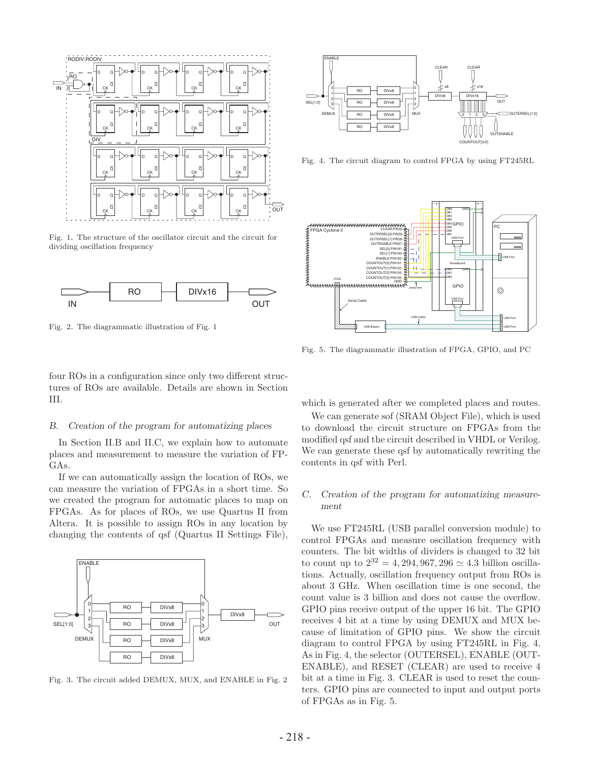Fig. 1. The structure of the oscillator circuit and the circuit for dividing oscillation frequency

Fig. 2. The diagrammatic illustration of Fig. 1

four ROs in a configuration since only two different structures of ROs are available. Details are shown in Section III.

### *B. Creation of the program for automatizing places*

In Section II.B and II.C, we explain how to automate places and measurement to measure the variation of FPGAs.

If we can automatically assign the location of ROs, we can measure the variation of FPGAs in a short time. So we created the program for automatic places to map on FPGAs. As for places of ROs, we use Quartus II from Altera. It is possible to assign ROs in any location by changing the contents of qsf (Quartus II Settings File), which is generated after we completed places and routes.

We can generate sof (SRAM Object File), which is used to download the circuit structure on FPGAs from the modified qsf and the circuit described in VHDL or Verilog. We can generate these qsf by automatically rewriting the contents in qsf with Perl.

Fig. 3. The circuit added DEMUX, MUX, and ENABLE in Fig. 2

Fig. 4. The circuit diagram to control FPGA by using FT245RL

Fig. 5. The diagrammatic illustration of FPGA, GPIO, and PC

### *C. Creation of the program for automatizing measurement*

We use FT245RL (USB parallel conversion module) to control FPGAs and measure oscillation frequency with counters. The bit widths of dividers is changed to 32 bit to count up to $2^{32} = 4,294,967,296 \simeq 4.3$ billion oscillations. Actually, oscillation frequency output from ROs is about 3 GHz. When oscillation time is one second, the count value is 3 billion and does not cause the overflow. GPIO pins receive output of the upper 16 bit. The GPIO receives 4 bit at a time by using DEMUX and MUX because of limitation of GPIO pins. We show the circuit diagram to control FPGA by using FT245RL in Fig. 4. As in Fig. 4, the selector (OUTERSEL), ENABLE (OUTENABLE), and RESET (CLEAR) are used to receive 4 bit at a time in Fig. 3. CLEAR is used to reset the counters. GPIO pins are connected to input and output ports of FPGAs as in Fig. 5.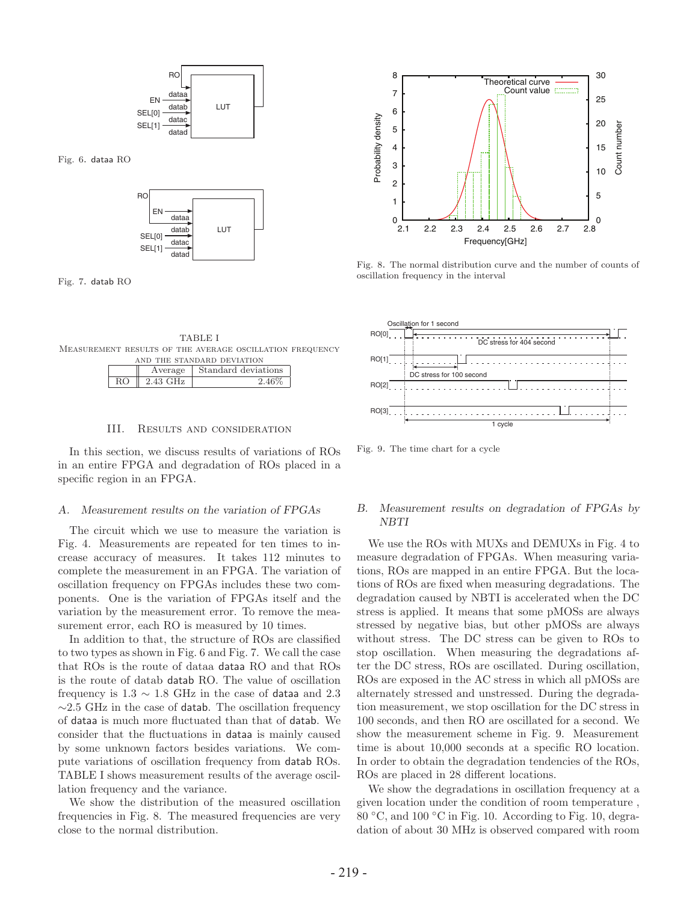Fig. 6. dataa RO

Fig. 7. datab RO

TABLE I
MEASUREMENT RESULTS OF THE AVERAGE OSCILLATION FREQUENCY AND THE STANDARD DEVIATION

| | Average | Standard deviations |
|---|---|---|
| RO | 2.43 GHz | 2.46% |

## III. RESULTS AND CONSIDERATION

In this section, we discuss results of variations of ROs in an entire FPGA and degradation of ROs placed in a specific region in an FPGA.

### A. Measurement results on the variation of FPGAs

The circuit which we use to measure the variation is Fig. 4. Measurements are repeated for ten times to increase accuracy of measures. It takes 112 minutes to complete the measurement in an FPGA. The variation of oscillation frequency on FPGAs includes these two components. One is the variation of FPGAs itself and the variation by the measurement error. To remove the measurement error, each RO is measured by 10 times.

In addition to that, the structure of ROs are classified to two types as shown in Fig. 6 and Fig. 7. We call the case that ROs is the route of dataa dataa RO and that ROs is the route of datab datab RO. The value of oscillation frequency is 1.3 ∼ 1.8 GHz in the case of dataa and 2.3 ∼2.5 GHz in the case of datab. The oscillation frequency of dataa is much more fluctuated than that of datab. We consider that the fluctuations in dataa is mainly caused by some unknown factors besides variations. We compute variations of oscillation frequency from datab ROs. TABLE I shows measurement results of the average oscillation frequency and the variance.

We show the distribution of the measured oscillation frequencies in Fig. 8. The measured frequencies are very close to the normal distribution.

Fig. 8. The normal distribution curve and the number of counts of oscillation frequency in the interval

Fig. 9. The time chart for a cycle

### B. Measurement results on degradation of FPGAs by NBTI

We use the ROs with MUXs and DEMUXs in Fig. 4 to measure degradation of FPGAs. When measuring variations, ROs are mapped in an entire FPGA. But the locations of ROs are fixed when measuring degradations. The degradation caused by NBTI is accelerated when the DC stress is applied. It means that some pMOSs are always stressed by negative bias, but other pMOSs are always without stress. The DC stress can be given to ROs to stop oscillation. When measuring the degradations after the DC stress, ROs are oscillated. During oscillation, ROs are exposed in the AC stress in which all pMOSs are alternately stressed and unstressed. During the degradation measurement, we stop oscillation for the DC stress in 100 seconds, and then RO are oscillated for a second. We show the measurement scheme in Fig. 9. Measurement time is about 10,000 seconds at a specific RO location. In order to obtain the degradation tendencies of the ROs, ROs are placed in 28 different locations.

We show the degradations in oscillation frequency at a given location under the condition of room temperature , 80 °C, and 100 °C in Fig. 10. According to Fig. 10, degradation of about 30 MHz is observed compared with room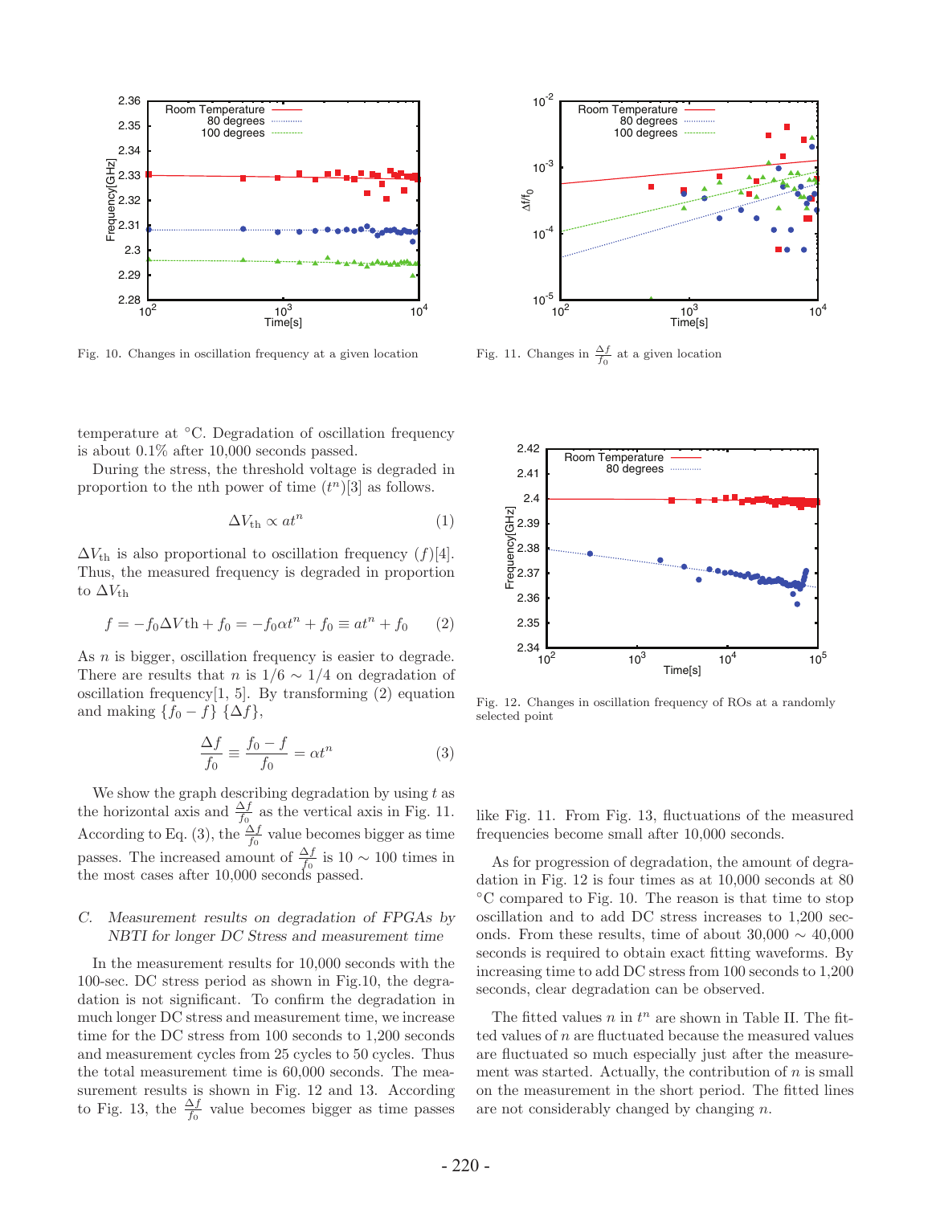Fig. 10. Changes in oscillation frequency at a given location

Fig. 11. Changes in $\frac{\Delta f}{f_0}$ at a given location

temperature at °C. Degradation of oscillation frequency is about 0.1% after 10,000 seconds passed.

During the stress, the threshold voltage is degraded in proportion to the nth power of time ($t^n$)[3] as follows.

$$\Delta V_{\mathrm{th}} \propto at^n \tag{1}$$

$\Delta V_{\mathrm{th}}$ is also proportional to oscillation frequency ($f$)[4]. Thus, the measured frequency is degraded in proportion to $\Delta V_{\mathrm{th}}$

$$f = -f_0 \Delta V\mathrm{th} + f_0 = -f_0 \alpha t^n + f_0 \equiv at^n + f_0 \tag{2}$$

As $n$ is bigger, oscillation frequency is easier to degrade. There are results that $n$ is $1/6 \sim 1/4$ on degradation of oscillation frequency[1, 5]. By transforming (2) equation and making $\{f_0 - f\}$ $\{\Delta f\}$,

$$\frac{\Delta f}{f_0} \equiv \frac{f_0 - f}{f_0} = \alpha t^n \tag{3}$$

We show the graph describing degradation by using $t$ as the horizontal axis and $\frac{\Delta f}{f_0}$ as the vertical axis in Fig. 11. According to Eq. (3), the $\frac{\Delta f}{f_0}$ value becomes bigger as time passes. The increased amount of $\frac{\Delta f}{f_0}$ is $10 \sim 100$ times in the most cases after 10,000 seconds passed.

### C. Measurement results on degradation of FPGAs by NBTI for longer DC Stress and measurement time

In the measurement results for 10,000 seconds with the 100-sec. DC stress period as shown in Fig.10, the degradation is not significant. To confirm the degradation in much longer DC stress and measurement time, we increase time for the DC stress from 100 seconds to 1,200 seconds and measurement cycles from 25 cycles to 50 cycles. Thus the total measurement time is 60,000 seconds. The measurement results is shown in Fig. 12 and 13. According to Fig. 13, the $\frac{\Delta f}{f_0}$ value becomes bigger as time passes like Fig. 11. From Fig. 13, fluctuations of the measured frequencies become small after 10,000 seconds.

Fig. 12. Changes in oscillation frequency of ROs at a randomly selected point

As for progression of degradation, the amount of degradation in Fig. 12 is four times as at 10,000 seconds at 80 °C compared to Fig. 10. The reason is that time to stop oscillation and to add DC stress increases to 1,200 seconds. From these results, time of about $30{,}000 \sim 40{,}000$ seconds is required to obtain exact fitting waveforms. By increasing time to add DC stress from 100 seconds to 1,200 seconds, clear degradation can be observed.

The fitted values $n$ in $t^n$ are shown in Table II. The fitted values of $n$ are fluctuated because the measured values are fluctuated so much especially just after the measurement was started. Actually, the contribution of $n$ is small on the measurement in the short period. The fitted lines are not considerably changed by changing $n$.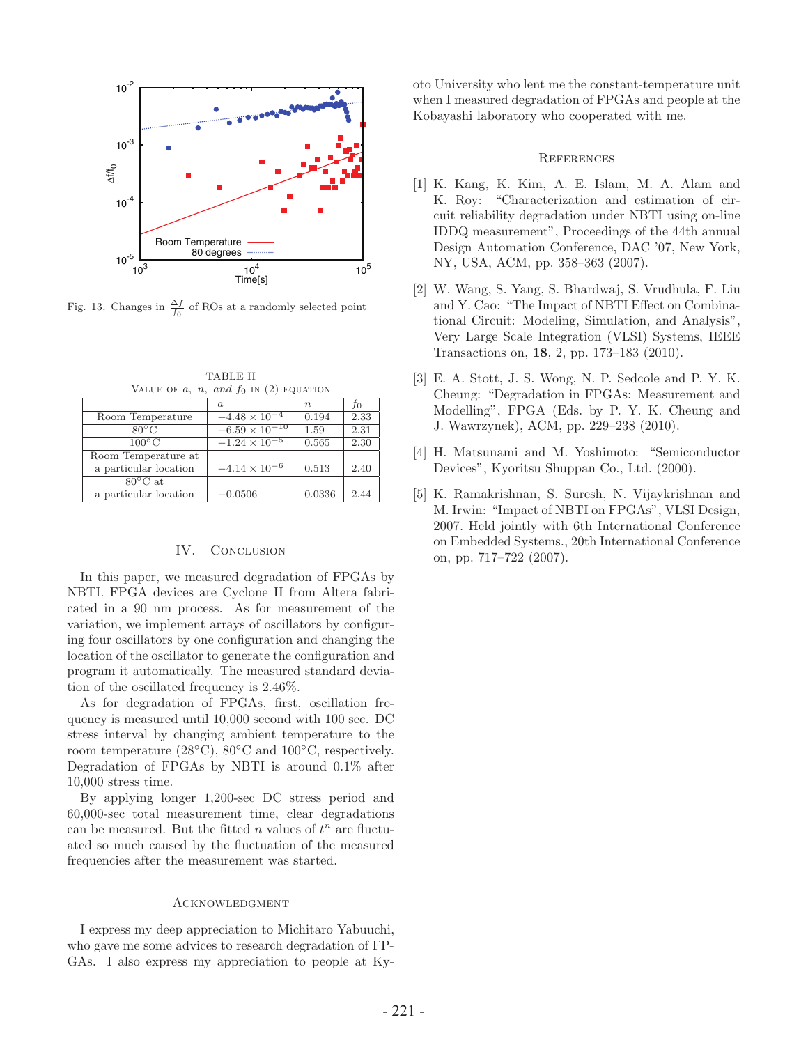$10^{-2}$

$10^{-3}$

$10^{-4}$

$10^{-5}$

$\Delta f/f_0$

Room Temperature

80 degrees

$10^{3}$

$10^{4}$

$10^{5}$

Time[s]

Fig. 13. Changes in $\frac{\Delta f}{f_0}$ of ROs at a randomly selected point

TABLE II
VALUE OF $a$, $n$, *and* $f_0$ IN (2) EQUATION

| | $a$ | $n$ | $f_0$ |
|---|---|---|---|
| Room Temperature | $-4.48 \times 10^{-4}$ | 0.194 | 2.33 |
| 80°C | $-6.59 \times 10^{-10}$ | 1.59 | 2.31 |
| 100°C | $-1.24 \times 10^{-5}$ | 0.565 | 2.30 |
| Room Temperature at a particular location | $-4.14 \times 10^{-6}$ | 0.513 | 2.40 |
| 80°C at a particular location | $-0.0506$ | 0.0336 | 2.44 |

## IV. Conclusion

In this paper, we measured degradation of FPGAs by NBTI. FPGA devices are Cyclone II from Altera fabricated in a 90 nm process. As for measurement of the variation, we implement arrays of oscillators by configuring four oscillators by one configuration and changing the location of the oscillator to generate the configuration and program it automatically. The measured standard deviation of the oscillated frequency is 2.46%.

As for degradation of FPGAs, first, oscillation frequency is measured until 10,000 second with 100 sec. DC stress interval by changing ambient temperature to the room temperature (28°C), 80°C and 100°C, respectively. Degradation of FPGAs by NBTI is around 0.1% after 10,000 stress time.

By applying longer 1,200-sec DC stress period and 60,000-sec total measurement time, clear degradations can be measured. But the fitted $n$ values of $t^n$ are fluctuated so much caused by the fluctuation of the measured frequencies after the measurement was started.

## Acknowledgment

I express my deep appreciation to Michitaro Yabuuchi, who gave me some advices to research degradation of FPGAs. I also express my appreciation to people at Kyoto University who lent me the constant-temperature unit when I measured degradation of FPGAs and people at the Kobayashi laboratory who cooperated with me.

## References

[1] K. Kang, K. Kim, A. E. Islam, M. A. Alam and K. Roy: "Characterization and estimation of circuit reliability degradation under NBTI using on-line IDDQ measurement", Proceedings of the 44th annual Design Automation Conference, DAC '07, New York, NY, USA, ACM, pp. 358–363 (2007).

[2] W. Wang, S. Yang, S. Bhardwaj, S. Vrudhula, F. Liu and Y. Cao: "The Impact of NBTI Effect on Combinational Circuit: Modeling, Simulation, and Analysis", Very Large Scale Integration (VLSI) Systems, IEEE Transactions on, **18**, 2, pp. 173–183 (2010).

[3] E. A. Stott, J. S. Wong, N. P. Sedcole and P. Y. K. Cheung: "Degradation in FPGAs: Measurement and Modelling", FPGA (Eds. by P. Y. K. Cheung and J. Wawrzynek), ACM, pp. 229–238 (2010).

[4] H. Matsunami and M. Yoshimoto: "Semiconductor Devices", Kyoritsu Shuppan Co., Ltd. (2000).

[5] K. Ramakrishnan, S. Suresh, N. Vijaykrishnan and M. Irwin: "Impact of NBTI on FPGAs", VLSI Design, 2007. Held jointly with 6th International Conference on Embedded Systems., 20th International Conference on, pp. 717–722 (2007).